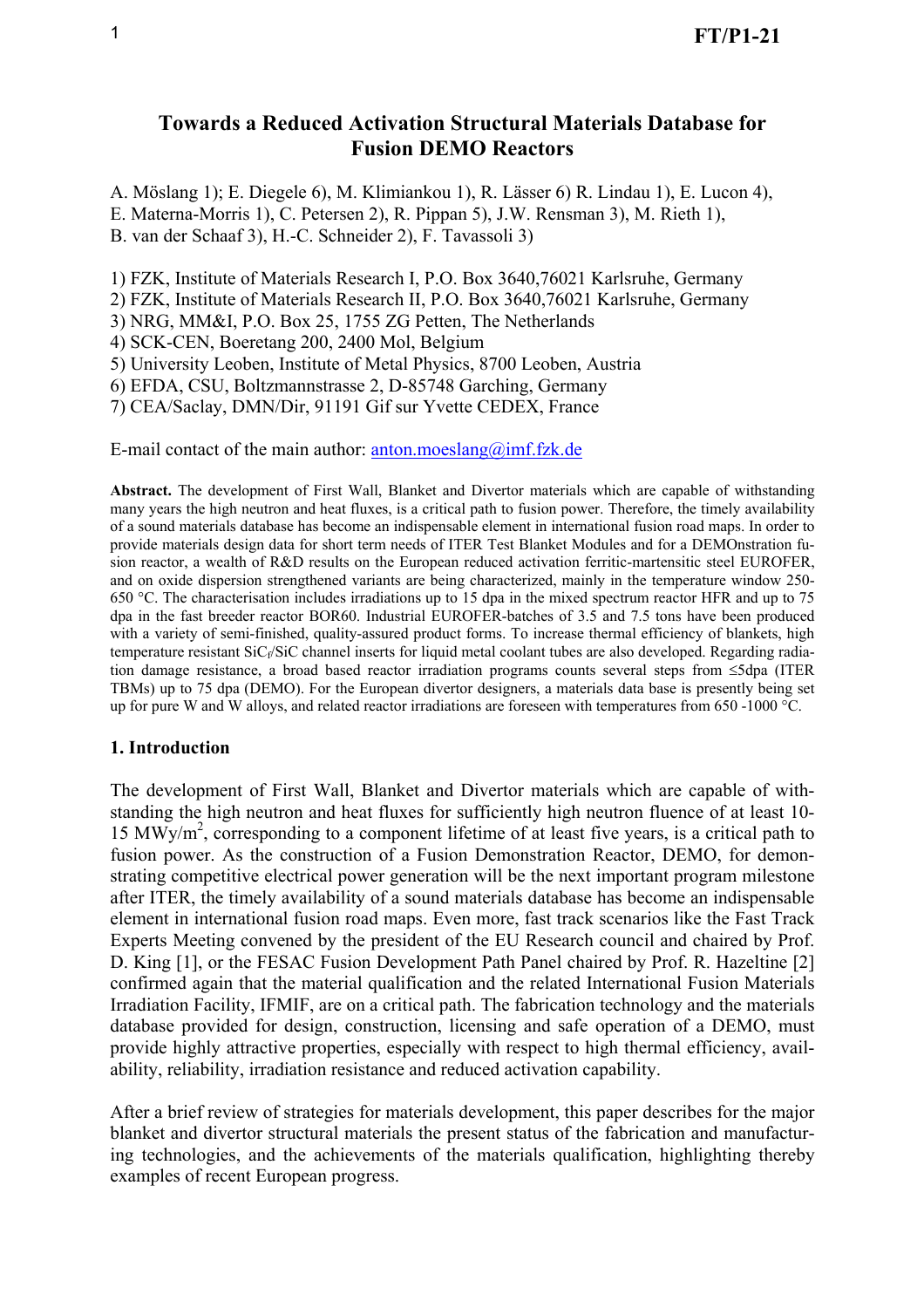# Towards a Reduced Activation Structural Materials Database for Fusion DEMO Reactors

A. Möslang 1); E. Diegele 6), M. Klimiankou 1), R. Lässer 6) R. Lindau 1), E. Lucon 4), E. Materna-Morris 1), C. Petersen 2), R. Pippan 5), J.W. Rensman 3), M. Rieth 1), B. van der Schaaf 3), H.-C. Schneider 2), F. Tavassoli 3)

1) FZK, Institute of Materials Research I, P.O. Box 3640,76021 Karlsruhe, Germany
2) FZK, Institute of Materials Research II, P.O. Box 3640,76021 Karlsruhe, Germany
3) NRG, MM&I, P.O. Box 25, 1755 ZG Petten, The Netherlands
4) SCK-CEN, Boeretang 200, 2400 Mol, Belgium
5) University Leoben, Institute of Metal Physics, 8700 Leoben, Austria
6) EFDA, CSU, Boltzmannstrasse 2, D-85748 Garching, Germany
7) CEA/Saclay, DMN/Dir, 91191 Gif sur Yvette CEDEX, France

E-mail contact of the main author: anton.moeslang@imf.fzk.de

**Abstract.** The development of First Wall, Blanket and Divertor materials which are capable of withstanding many years the high neutron and heat fluxes, is a critical path to fusion power. Therefore, the timely availability of a sound materials database has become an indispensable element in international fusion road maps. In order to provide materials design data for short term needs of ITER Test Blanket Modules and for a DEMOnstration fusion reactor, a wealth of R&D results on the European reduced activation ferritic-martensitic steel EUROFER, and on oxide dispersion strengthened variants are being characterized, mainly in the temperature window 250-650 °C. The characterisation includes irradiations up to 15 dpa in the mixed spectrum reactor HFR and up to 75 dpa in the fast breeder reactor BOR60. Industrial EUROFER-batches of 3.5 and 7.5 tons have been produced with a variety of semi-finished, quality-assured product forms. To increase thermal efficiency of blankets, high temperature resistant $SiC_f/SiC$ channel inserts for liquid metal coolant tubes are also developed. Regarding radiation damage resistance, a broad based reactor irradiation programs counts several steps from ≤5dpa (ITER TBMs) up to 75 dpa (DEMO). For the European divertor designers, a materials data base is presently being set up for pure W and W alloys, and related reactor irradiations are foreseen with temperatures from 650 -1000 °C.

## 1. Introduction

The development of First Wall, Blanket and Divertor materials which are capable of withstanding the high neutron and heat fluxes for sufficiently high neutron fluence of at least 10-15 $MWy/m^2$, corresponding to a component lifetime of at least five years, is a critical path to fusion power. As the construction of a Fusion Demonstration Reactor, DEMO, for demonstrating competitive electrical power generation will be the next important program milestone after ITER, the timely availability of a sound materials database has become an indispensable element in international fusion road maps. Even more, fast track scenarios like the Fast Track Experts Meeting convened by the president of the EU Research council and chaired by Prof. D. King [1], or the FESAC Fusion Development Path Panel chaired by Prof. R. Hazeltine [2] confirmed again that the material qualification and the related International Fusion Materials Irradiation Facility, IFMIF, are on a critical path. The fabrication technology and the materials database provided for design, construction, licensing and safe operation of a DEMO, must provide highly attractive properties, especially with respect to high thermal efficiency, availability, reliability, irradiation resistance and reduced activation capability.

After a brief review of strategies for materials development, this paper describes for the major blanket and divertor structural materials the present status of the fabrication and manufacturing technologies, and the achievements of the materials qualification, highlighting thereby examples of recent European progress.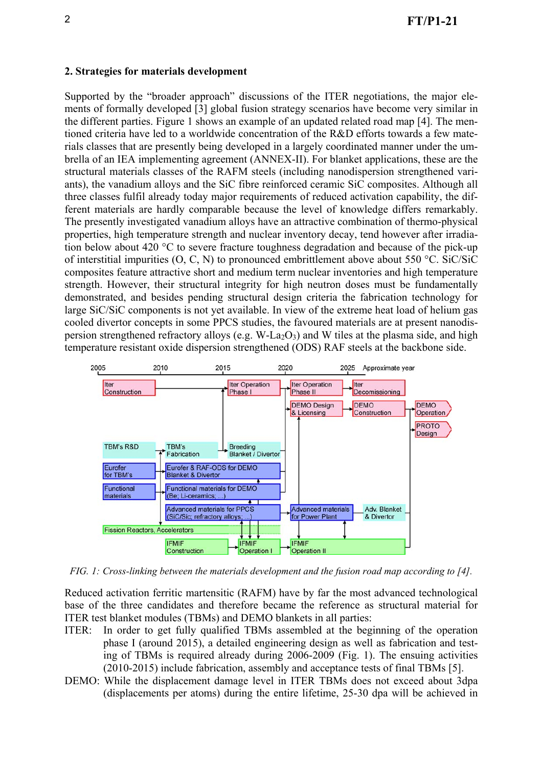## 2. Strategies for materials development

Supported by the "broader approach" discussions of the ITER negotiations, the major elements of formally developed [3] global fusion strategy scenarios have become very similar in the different parties. Figure 1 shows an example of an updated related road map [4]. The mentioned criteria have led to a worldwide concentration of the R&D efforts towards a few materials classes that are presently being developed in a largely coordinated manner under the umbrella of an IEA implementing agreement (ANNEX-II). For blanket applications, these are the structural materials classes of the RAFM steels (including nanodispersion strengthened variants), the vanadium alloys and the SiC fibre reinforced ceramic SiC composites. Although all three classes fulfil already today major requirements of reduced activation capability, the different materials are hardly comparable because the level of knowledge differs remarkably. The presently investigated vanadium alloys have an attractive combination of thermo-physical properties, high temperature strength and nuclear inventory decay, tend however after irradiation below about 420 °C to severe fracture toughness degradation and because of the pick-up of interstitial impurities (O, C, N) to pronounced embrittlement above about 550 °C. SiC/SiC composites feature attractive short and medium term nuclear inventories and high temperature strength. However, their structural integrity for high neutron doses must be fundamentally demonstrated, and besides pending structural design criteria the fabrication technology for large SiC/SiC components is not yet available. In view of the extreme heat load of helium gas cooled divertor concepts in some PPCS studies, the favoured materials are at present nanodispersion strengthened refractory alloys (e.g. W-$La_2O_3$) and W tiles at the plasma side, and high temperature resistant oxide dispersion strengthened (ODS) RAF steels at the backbone side.

*FIG. 1: Cross-linking between the materials development and the fusion road map according to [4].*

Reduced activation ferritic martensitic (RAFM) have by far the most advanced technological base of the three candidates and therefore became the reference as structural material for ITER test blanket modules (TBMs) and DEMO blankets in all parties:

- ITER: In order to get fully qualified TBMs assembled at the beginning of the operation phase I (around 2015), a detailed engineering design as well as fabrication and testing of TBMs is required already during 2006-2009 (Fig. 1). The ensuing activities (2010-2015) include fabrication, assembly and acceptance tests of final TBMs [5].
- DEMO: While the displacement damage level in ITER TBMs does not exceed about 3dpa (displacements per atoms) during the entire lifetime, 25-30 dpa will be achieved in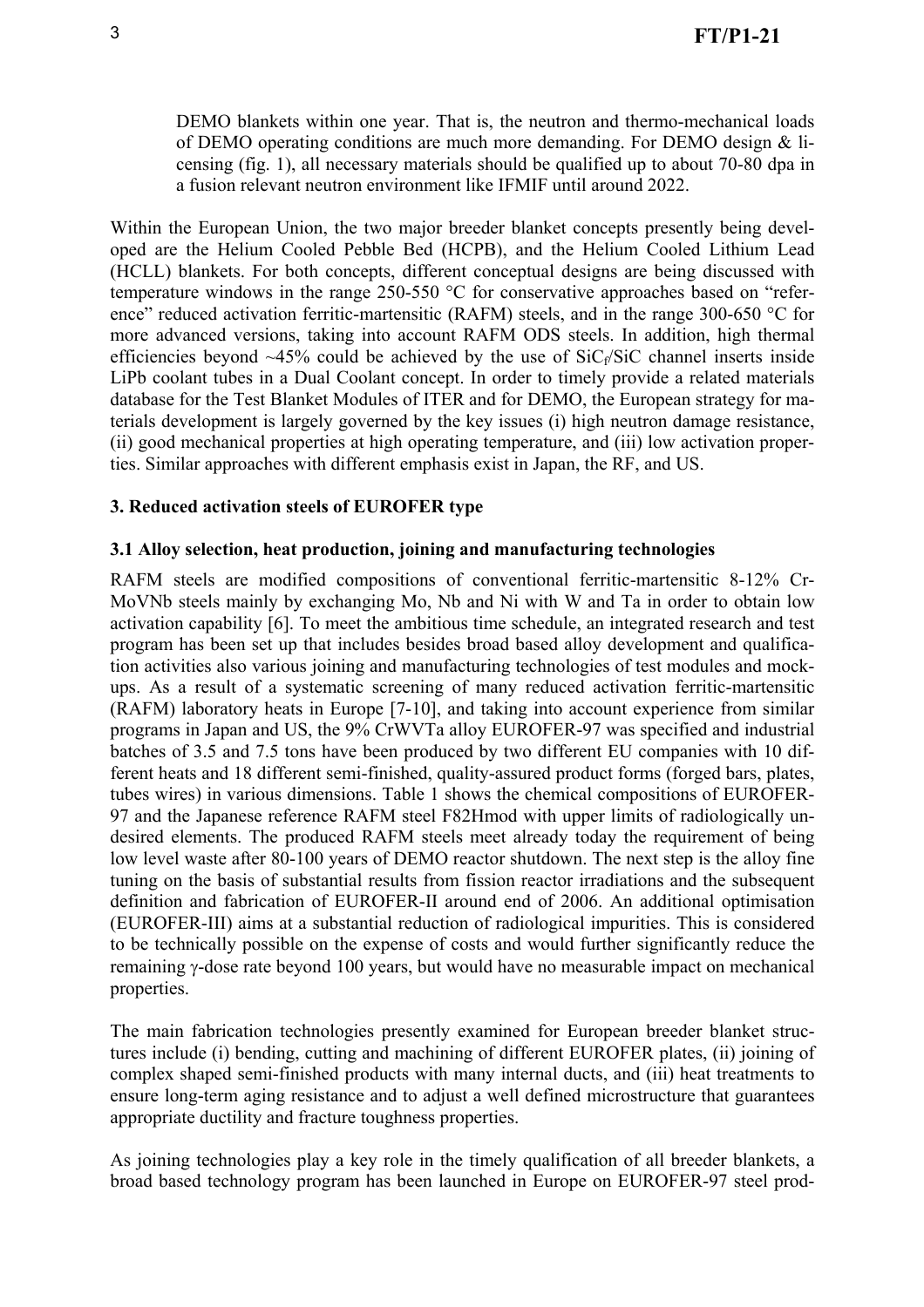DEMO blankets within one year. That is, the neutron and thermo-mechanical loads of DEMO operating conditions are much more demanding. For DEMO design & licensing (fig. 1), all necessary materials should be qualified up to about 70-80 dpa in a fusion relevant neutron environment like IFMIF until around 2022.

Within the European Union, the two major breeder blanket concepts presently being developed are the Helium Cooled Pebble Bed (HCPB), and the Helium Cooled Lithium Lead (HCLL) blankets. For both concepts, different conceptual designs are being discussed with temperature windows in the range 250-550 °C for conservative approaches based on "reference" reduced activation ferritic-martensitic (RAFM) steels, and in the range 300-650 °C for more advanced versions, taking into account RAFM ODS steels. In addition, high thermal efficiencies beyond ~45% could be achieved by the use of $SiC_f/SiC$ channel inserts inside LiPb coolant tubes in a Dual Coolant concept. In order to timely provide a related materials database for the Test Blanket Modules of ITER and for DEMO, the European strategy for materials development is largely governed by the key issues (i) high neutron damage resistance, (ii) good mechanical properties at high operating temperature, and (iii) low activation properties. Similar approaches with different emphasis exist in Japan, the RF, and US.

## 3. Reduced activation steels of EUROFER type

### 3.1 Alloy selection, heat production, joining and manufacturing technologies

RAFM steels are modified compositions of conventional ferritic-martensitic 8-12% Cr-MoVNb steels mainly by exchanging Mo, Nb and Ni with W and Ta in order to obtain low activation capability [6]. To meet the ambitious time schedule, an integrated research and test program has been set up that includes besides broad based alloy development and qualification activities also various joining and manufacturing technologies of test modules and mock-ups. As a result of a systematic screening of many reduced activation ferritic-martensitic (RAFM) laboratory heats in Europe [7-10], and taking into account experience from similar programs in Japan and US, the 9% CrWVTa alloy EUROFER-97 was specified and industrial batches of 3.5 and 7.5 tons have been produced by two different EU companies with 10 different heats and 18 different semi-finished, quality-assured product forms (forged bars, plates, tubes wires) in various dimensions. Table 1 shows the chemical compositions of EUROFER-97 and the Japanese reference RAFM steel F82Hmod with upper limits of radiologically undesired elements. The produced RAFM steels meet already today the requirement of being low level waste after 80-100 years of DEMO reactor shutdown. The next step is the alloy fine tuning on the basis of substantial results from fission reactor irradiations and the subsequent definition and fabrication of EUROFER-II around end of 2006. An additional optimisation (EUROFER-III) aims at a substantial reduction of radiological impurities. This is considered to be technically possible on the expense of costs and would further significantly reduce the remaining $\gamma$-dose rate beyond 100 years, but would have no measurable impact on mechanical properties.

The main fabrication technologies presently examined for European breeder blanket structures include (i) bending, cutting and machining of different EUROFER plates, (ii) joining of complex shaped semi-finished products with many internal ducts, and (iii) heat treatments to ensure long-term aging resistance and to adjust a well defined microstructure that guarantees appropriate ductility and fracture toughness properties.

As joining technologies play a key role in the timely qualification of all breeder blankets, a broad based technology program has been launched in Europe on EUROFER-97 steel prod-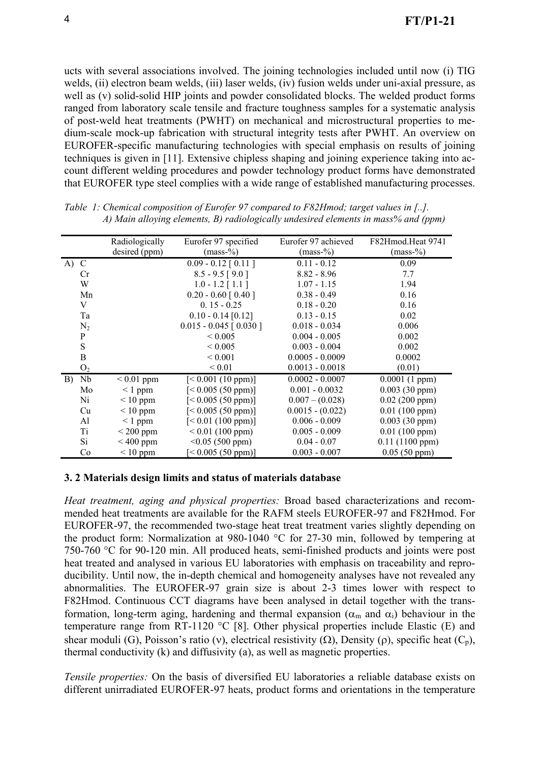ucts with several associations involved. The joining technologies included until now (i) TIG welds, (ii) electron beam welds, (iii) laser welds, (iv) fusion welds under uni-axial pressure, as well as (v) solid-solid HIP joints and powder consolidated blocks. The welded product forms ranged from laboratory scale tensile and fracture toughness samples for a systematic analysis of post-weld heat treatments (PWHT) on mechanical and microstructural properties to medium-scale mock-up fabrication with structural integrity tests after PWHT. An overview on EUROFER-specific manufacturing technologies with special emphasis on results of joining techniques is given in [11]. Extensive chipless shaping and joining experience taking into account different welding procedures and powder technology product forms have demonstrated that EUROFER type steel complies with a wide range of established manufacturing processes.

*Table 1: Chemical composition of Eurofer 97 compared to F82Hmod; target values in [..]. A) Main alloying elements, B) radiologically undesired elements in mass% and (ppm)*

| | | Radiologically desired (ppm) | Eurofer 97 specified (mass-%) | Eurofer 97 achieved (mass-%) | F82Hmod.Heat 9741 (mass-%) |
|---|---|---|---|---|---|
| A) | C | | 0.09 - 0.12 [ 0.11 ] | 0.11 - 0.12 | 0.09 |
| | Cr | | 8.5 - 9.5 [ 9.0 ] | 8.82 - 8.96 | 7.7 |
| | W | | 1.0 - 1.2 [ 1.1 ] | 1.07 - 1.15 | 1.94 |
| | Mn | | 0.20 - 0.60 [ 0.40 ] | 0.38 - 0.49 | 0.16 |
| | V | | 0. 15 - 0.25 | 0.18 - 0.20 | 0.16 |
| | Ta | | 0.10 - 0.14 [0.12] | 0.13 - 0.15 | 0.02 |
| | $N_2$ | | 0.015 - 0.045 [ 0.030 ] | 0.018 - 0.034 | 0.006 |
| | P | | < 0.005 | 0.004 - 0.005 | 0.002 |
| | S | | < 0.005 | 0.003 - 0.004 | 0.002 |
| | B | | < 0.001 | 0.0005 - 0.0009 | 0.0002 |
| | $O_2$ | | < 0.01 | 0.0013 - 0.0018 | (0.01) |
| B) | Nb | < 0.01 ppm | [< 0.001 (10 ppm)] | 0.0002 - 0.0007 | 0.0001 (1 ppm) |
| | Mo | < 1 ppm | [< 0.005 (50 ppm)] | 0.001 - 0.0032 | 0.003 (30 ppm) |
| | Ni | < 10 ppm | [< 0.005 (50 ppm)] | 0.007 – (0.028) | 0.02 (200 ppm) |
| | Cu | < 10 ppm | [< 0.005 (50 ppm)] | 0.0015 - (0.022) | 0.01 (100 ppm) |
| | Al | < 1 ppm | [< 0.01 (100 ppm)] | 0.006 - 0.009 | 0.003 (30 ppm) |
| | Ti | < 200 ppm | < 0.01 (100 ppm) | 0.005 - 0.009 | 0.01 (100 ppm) |
| | Si | < 400 ppm | <0.05 (500 ppm) | 0.04 - 0.07 | 0.11 (1100 ppm) |
| | Co | < 10 ppm | [< 0.005 (50 ppm)] | 0.003 - 0.007 | 0.05 (50 ppm) |

### 3. 2 Materials design limits and status of materials database

*Heat treatment, aging and physical properties:* Broad based characterizations and recommended heat treatments are available for the RAFM steels EUROFER-97 and F82Hmod. For EUROFER-97, the recommended two-stage heat treat treatment varies slightly depending on the product form: Normalization at 980-1040 °C for 27-30 min, followed by tempering at 750-760 °C for 90-120 min. All produced heats, semi-finished products and joints were post heat treated and analysed in various EU laboratories with emphasis on traceability and reproducibility. Until now, the in-depth chemical and homogeneity analyses have not revealed any abnormalities. The EUROFER-97 grain size is about 2-3 times lower with respect to F82Hmod. Continuous CCT diagrams have been analysed in detail together with the transformation, long-term aging, hardening and thermal expansion ($\alpha_m$ and $\alpha_i$) behaviour in the temperature range from RT-1120 °C [8]. Other physical properties include Elastic (E) and shear moduli (G), Poisson's ratio ($\nu$), electrical resistivity ($\Omega$), Density ($\rho$), specific heat ($C_p$), thermal conductivity (k) and diffusivity (a), as well as magnetic properties.

*Tensile properties:* On the basis of diversified EU laboratories a reliable database exists on different unirradiated EUROFER-97 heats, product forms and orientations in the temperature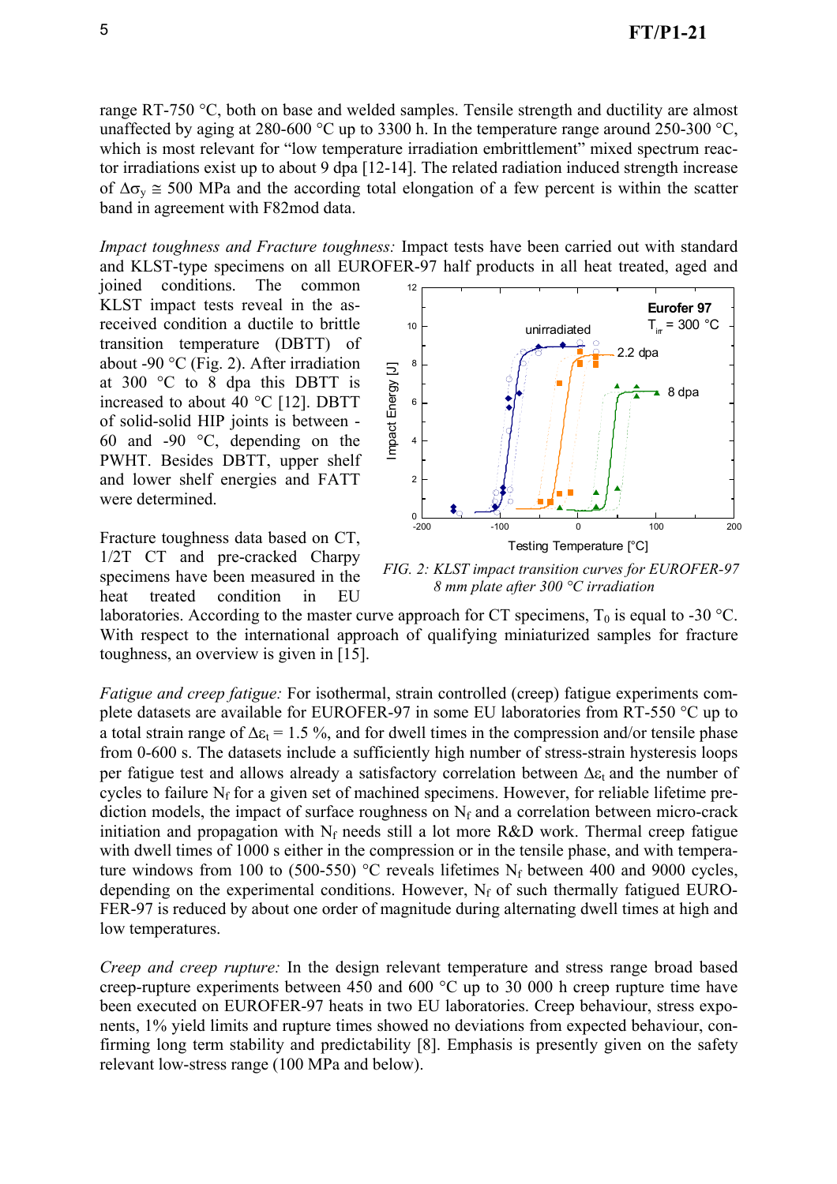range RT-750 °C, both on base and welded samples. Tensile strength and ductility are almost unaffected by aging at 280-600 °C up to 3300 h. In the temperature range around 250-300 °C, which is most relevant for "low temperature irradiation embrittlement" mixed spectrum reactor irradiations exist up to about 9 dpa [12-14]. The related radiation induced strength increase of $\Delta\sigma_y \cong 500$ MPa and the according total elongation of a few percent is within the scatter band in agreement with F82mod data.

*Impact toughness and Fracture toughness:* Impact tests have been carried out with standard and KLST-type specimens on all EUROFER-97 half products in all heat treated, aged and joined conditions. The common KLST impact tests reveal in the as-received condition a ductile to brittle transition temperature (DBTT) of about -90 °C (Fig. 2). After irradiation at 300 °C to 8 dpa this DBTT is increased to about 40 °C [12]. DBTT of solid-solid HIP joints is between -60 and -90 °C, depending on the PWHT. Besides DBTT, upper shelf and lower shelf energies and FATT were determined.

*FIG. 2: KLST impact transition curves for EUROFER-97 8 mm plate after 300 °C irradiation*

Fracture toughness data based on CT, 1/2T CT and pre-cracked Charpy specimens have been measured in the heat treated condition in EU laboratories. According to the master curve approach for CT specimens, $T_0$ is equal to -30 °C. With respect to the international approach of qualifying miniaturized samples for fracture toughness, an overview is given in [15].

*Fatigue and creep fatigue:* For isothermal, strain controlled (creep) fatigue experiments complete datasets are available for EUROFER-97 in some EU laboratories from RT-550 °C up to a total strain range of $\Delta\varepsilon_t = 1.5$ %, and for dwell times in the compression and/or tensile phase from 0-600 s. The datasets include a sufficiently high number of stress-strain hysteresis loops per fatigue test and allows already a satisfactory correlation between $\Delta\varepsilon_t$ and the number of cycles to failure $N_f$ for a given set of machined specimens. However, for reliable lifetime prediction models, the impact of surface roughness on $N_f$ and a correlation between micro-crack initiation and propagation with $N_f$ needs still a lot more R&D work. Thermal creep fatigue with dwell times of 1000 s either in the compression or in the tensile phase, and with temperature windows from 100 to (500-550) °C reveals lifetimes $N_f$ between 400 and 9000 cycles, depending on the experimental conditions. However, $N_f$ of such thermally fatigued EUROFER-97 is reduced by about one order of magnitude during alternating dwell times at high and low temperatures.

*Creep and creep rupture:* In the design relevant temperature and stress range broad based creep-rupture experiments between 450 and 600 °C up to 30 000 h creep rupture time have been executed on EUROFER-97 heats in two EU laboratories. Creep behaviour, stress exponents, 1% yield limits and rupture times showed no deviations from expected behaviour, confirming long term stability and predictability [8]. Emphasis is presently given on the safety relevant low-stress range (100 MPa and below).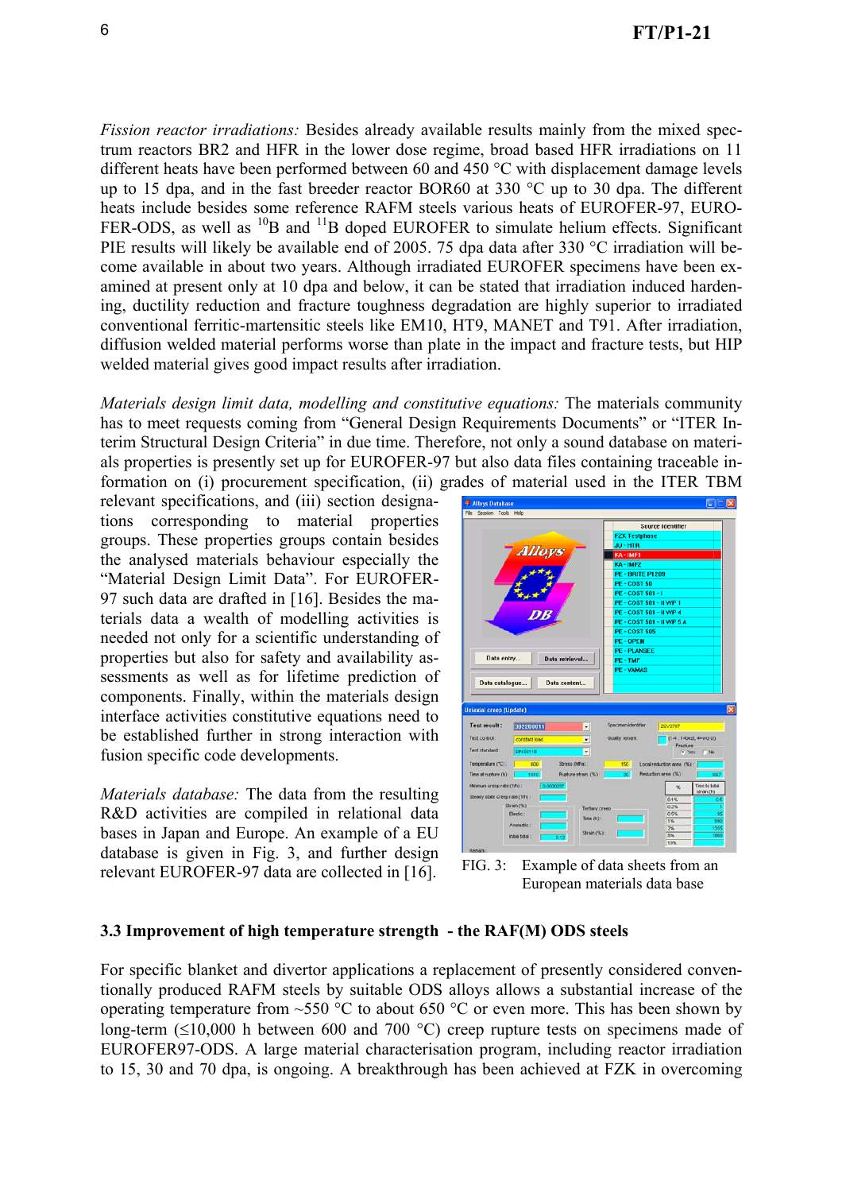*Fission reactor irradiations:* Besides already available results mainly from the mixed spectrum reactors BR2 and HFR in the lower dose regime, broad based HFR irradiations on 11 different heats have been performed between 60 and 450 °C with displacement damage levels up to 15 dpa, and in the fast breeder reactor BOR60 at 330 °C up to 30 dpa. The different heats include besides some reference RAFM steels various heats of EUROFER-97, EUROFER-ODS, as well as $^{10}$B and $^{11}$B doped EUROFER to simulate helium effects. Significant PIE results will likely be available end of 2005. 75 dpa data after 330 °C irradiation will become available in about two years. Although irradiated EUROFER specimens have been examined at present only at 10 dpa and below, it can be stated that irradiation induced hardening, ductility reduction and fracture toughness degradation are highly superior to irradiated conventional ferritic-martensitic steels like EM10, HT9, MANET and T91. After irradiation, diffusion welded material performs worse than plate in the impact and fracture tests, but HIP welded material gives good impact results after irradiation.

*Materials design limit data, modelling and constitutive equations:* The materials community has to meet requests coming from "General Design Requirements Documents" or "ITER Interim Structural Design Criteria" in due time. Therefore, not only a sound database on materials properties is presently set up for EUROFER-97 but also data files containing traceable information on (i) procurement specification, (ii) grades of material used in the ITER TBM relevant specifications, and (iii) section designations corresponding to material properties groups. These properties groups contain besides the analysed materials behaviour especially the "Material Design Limit Data". For EUROFER-97 such data are drafted in [16]. Besides the materials data a wealth of modelling activities is needed not only for a scientific understanding of properties but also for safety and availability assessments as well as for lifetime prediction of components. Finally, within the materials design interface activities constitutive equations need to be established further in strong interaction with fusion specific code developments.

*Materials database:* The data from the resulting R&D activities are compiled in relational data bases in Japan and Europe. An example of a EU database is given in Fig. 3, and further design relevant EUROFER-97 data are collected in [16].

FIG. 3: Example of data sheets from an European materials data base

### 3.3 Improvement of high temperature strength - the RAF(M) ODS steels

For specific blanket and divertor applications a replacement of presently considered conventionally produced RAFM steels by suitable ODS alloys allows a substantial increase of the operating temperature from ~550 °C to about 650 °C or even more. This has been shown by long-term (≤10,000 h between 600 and 700 °C) creep rupture tests on specimens made of EUROFER97-ODS. A large material characterisation program, including reactor irradiation to 15, 30 and 70 dpa, is ongoing. A breakthrough has been achieved at FZK in overcoming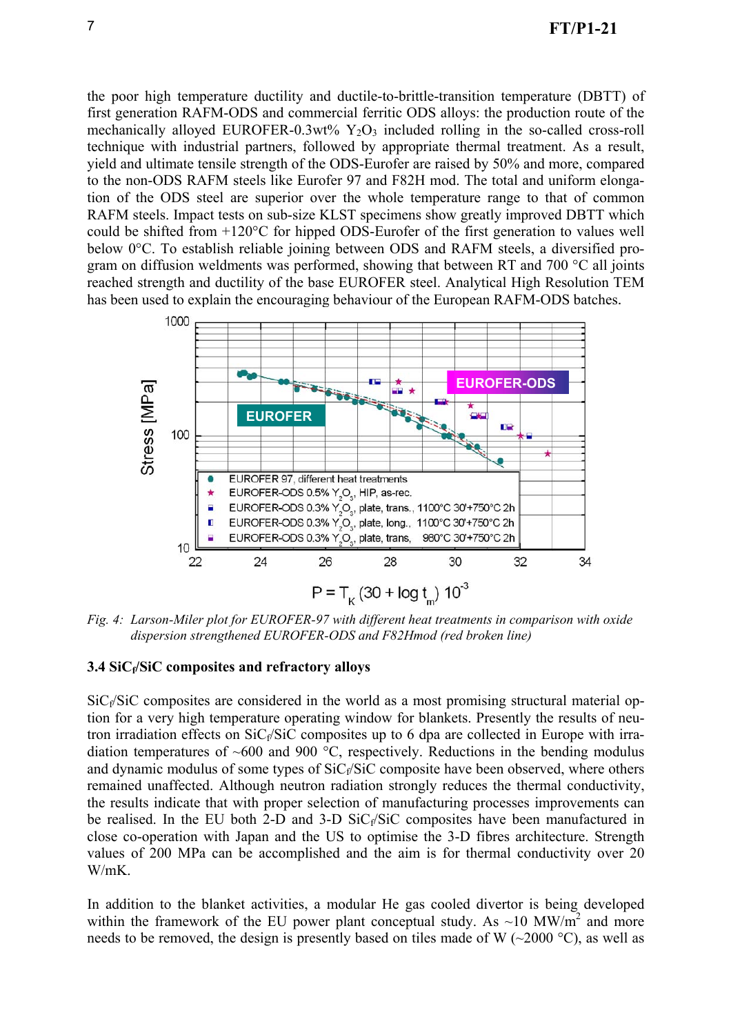the poor high temperature ductility and ductile-to-brittle-transition temperature (DBTT) of first generation RAFM-ODS and commercial ferritic ODS alloys: the production route of the mechanically alloyed EUROFER-0.3wt% $Y_2O_3$ included rolling in the so-called cross-roll technique with industrial partners, followed by appropriate thermal treatment. As a result, yield and ultimate tensile strength of the ODS-Eurofer are raised by 50% and more, compared to the non-ODS RAFM steels like Eurofer 97 and F82H mod. The total and uniform elongation of the ODS steel are superior over the whole temperature range to that of common RAFM steels. Impact tests on sub-size KLST specimens show greatly improved DBTT which could be shifted from +120°C for hipped ODS-Eurofer of the first generation to values well below 0°C. To establish reliable joining between ODS and RAFM steels, a diversified program on diffusion weldments was performed, showing that between RT and 700 °C all joints reached strength and ductility of the base EUROFER steel. Analytical High Resolution TEM has been used to explain the encouraging behaviour of the European RAFM-ODS batches.

*Fig. 4: Larson-Miler plot for EUROFER-97 with different heat treatments in comparison with oxide dispersion strengthened EUROFER-ODS and F82Hmod (red broken line)*

### 3.4 $SiC_f/SiC$ composites and refractory alloys

$SiC_f/SiC$ composites are considered in the world as a most promising structural material option for a very high temperature operating window for blankets. Presently the results of neutron irradiation effects on $SiC_f/SiC$ composites up to 6 dpa are collected in Europe with irradiation temperatures of ~600 and 900 °C, respectively. Reductions in the bending modulus and dynamic modulus of some types of $SiC_f/SiC$ composite have been observed, where others remained unaffected. Although neutron radiation strongly reduces the thermal conductivity, the results indicate that with proper selection of manufacturing processes improvements can be realised. In the EU both 2-D and 3-D $SiC_f/SiC$ composites have been manufactured in close co-operation with Japan and the US to optimise the 3-D fibres architecture. Strength values of 200 MPa can be accomplished and the aim is for thermal conductivity over 20 W/mK.

In addition to the blanket activities, a modular He gas cooled divertor is being developed within the framework of the EU power plant conceptual study. As ~10 $MW/m^2$ and more needs to be removed, the design is presently based on tiles made of W (~2000 °C), as well as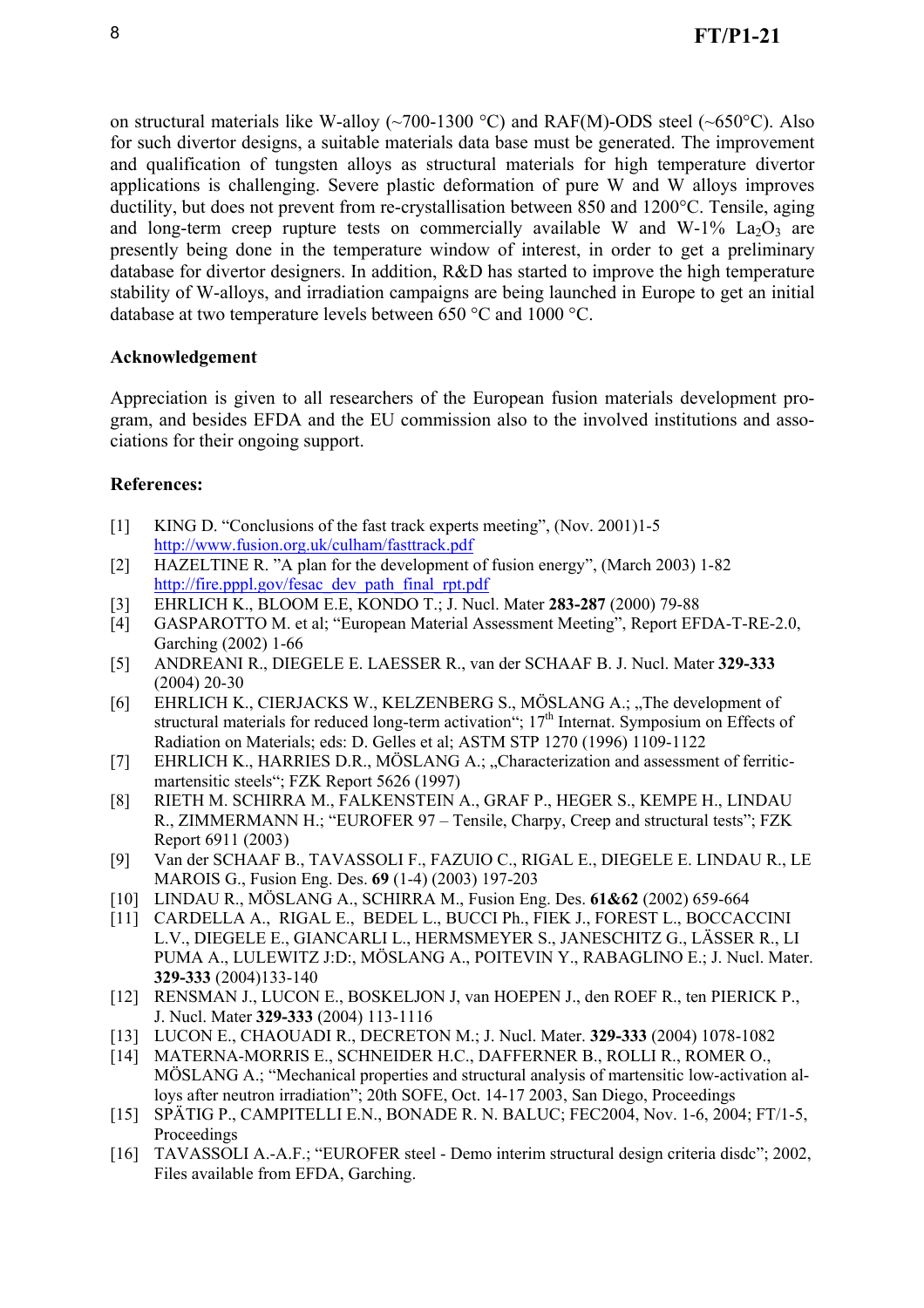on structural materials like W-alloy (~700-1300 °C) and RAF(M)-ODS steel (~650°C). Also for such divertor designs, a suitable materials data base must be generated. The improvement and qualification of tungsten alloys as structural materials for high temperature divertor applications is challenging. Severe plastic deformation of pure W and W alloys improves ductility, but does not prevent from re-crystallisation between 850 and 1200°C. Tensile, aging and long-term creep rupture tests on commercially available W and W-1% $La_2O_3$ are presently being done in the temperature window of interest, in order to get a preliminary database for divertor designers. In addition, R&D has started to improve the high temperature stability of W-alloys, and irradiation campaigns are being launched in Europe to get an initial database at two temperature levels between 650 °C and 1000 °C.

## Acknowledgement

Appreciation is given to all researchers of the European fusion materials development program, and besides EFDA and the EU commission also to the involved institutions and associations for their ongoing support.

## References:

[1] KING D. "Conclusions of the fast track experts meeting", (Nov. 2001)1-5 http://www.fusion.org.uk/culham/fasttrack.pdf

[2] HAZELTINE R. "A plan for the development of fusion energy", (March 2003) 1-82 http://fire.pppl.gov/fesac_dev_path_final_rpt.pdf

[3] EHRLICH K., BLOOM E.E, KONDO T.; J. Nucl. Mater **283-287** (2000) 79-88

[4] GASPAROTTO M. et al; "European Material Assessment Meeting", Report EFDA-T-RE-2.0, Garching (2002) 1-66

[5] ANDREANI R., DIEGELE E. LAESSER R., van der SCHAAF B. J. Nucl. Mater **329-333** (2004) 20-30

[6] EHRLICH K., CIERJACKS W., KELZENBERG S., MÖSLANG A.; „The development of structural materials for reduced long-term activation"; 17th Internat. Symposium on Effects of Radiation on Materials; eds: D. Gelles et al; ASTM STP 1270 (1996) 1109-1122

[7] EHRLICH K., HARRIES D.R., MÖSLANG A.; „Characterization and assessment of ferritic-martensitic steels"; FZK Report 5626 (1997)

[8] RIETH M. SCHIRRA M., FALKENSTEIN A., GRAF P., HEGER S., KEMPE H., LINDAU R., ZIMMERMANN H.; "EUROFER 97 – Tensile, Charpy, Creep and structural tests"; FZK Report 6911 (2003)

[9] Van der SCHAAF B., TAVASSOLI F., FAZUIO C., RIGAL E., DIEGELE E. LINDAU R., LE MAROIS G., Fusion Eng. Des. **69** (1-4) (2003) 197-203

[10] LINDAU R., MÖSLANG A., SCHIRRA M., Fusion Eng. Des. **61&62** (2002) 659-664

[11] CARDELLA A., RIGAL E., BEDEL L., BUCCI Ph., FIEK J., FOREST L., BOCCACCINI L.V., DIEGELE E., GIANCARLI L., HERMSMEYER S., JANESCHITZ G., LÄSSER R., LI PUMA A., LULEWITZ J:D:, MÖSLANG A., POITEVIN Y., RABAGLINO E.; J. Nucl. Mater. **329-333** (2004)133-140

[12] RENSMAN J., LUCON E., BOSKELJON J, van HOEPEN J., den ROEF R., ten PIERICK P., J. Nucl. Mater **329-333** (2004) 113-1116

[13] LUCON E., CHAOUADI R., DECRETON M.; J. Nucl. Mater. **329-333** (2004) 1078-1082

[14] MATERNA-MORRIS E., SCHNEIDER H.C., DAFFERNER B., ROLLI R., ROMER O., MÖSLANG A.; "Mechanical properties and structural analysis of martensitic low-activation alloys after neutron irradiation"; 20th SOFE, Oct. 14-17 2003, San Diego, Proceedings

[15] SPÄTIG P., CAMPITELLI E.N., BONADE R. N. BALUC; FEC2004, Nov. 1-6, 2004; FT/1-5, Proceedings

[16] TAVASSOLI A.-A.F.; "EUROFER steel - Demo interim structural design criteria disdc"; 2002, Files available from EFDA, Garching.